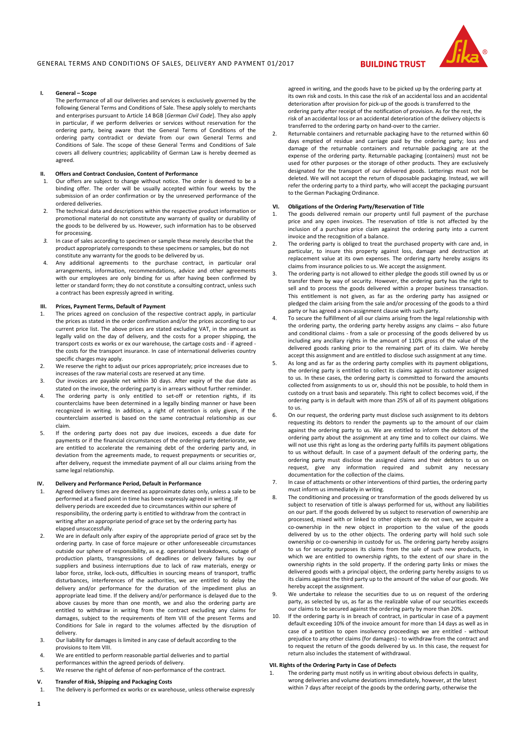# GENERAL TERMS AND CONDITIONS OF SALES, DELIVERY AND PAYMENT 01/2017

BUILDING TRUST

## I. General – Scope

The performance of all our deliveries and services is exclusively governed by the following General Terms and Conditions of Sale. These apply solely to merchants and enterprises pursuant to Article 14 BGB [*German Civil Code*]. They also apply in particular, if we perform deliveries or services without reservation for the ordering party, being aware that the General Terms of Conditions of the ordering party contradict or deviate from our own General Terms and Conditions of Sale. The scope of these General Terms and Conditions of Sale covers all delivery countries; applicability of German Law is hereby deemed as agreed.

## II. Offers and Contract Conclusion, Content of Performance

1. Our offers are subject to change without notice. The order is deemed to be a binding offer. The order will be usually accepted within four weeks by the submission of an order confirmation or by the unreserved performance of the ordered deliveries.
2. The technical data and descriptions within the respective product information or promotional material do not constitute any warranty of quality or durability of the goods to be delivered by us. However, such information has to be observed for processing.
3. In case of sales according to specimen or sample these merely describe that the product appropriately corresponds to these specimens or samples, but do not constitute any warranty for the goods to be delivered by us.
4. Any additional agreements to the purchase contract, in particular oral arrangements, information, recommendations, advice and other agreements with our employees are only binding for us after having been confirmed by letter or standard form; they do not constitute a consulting contract, unless such a contract has been expressly agreed in writing.

## III. Prices, Payment Terms, Default of Payment

1. The prices agreed on conclusion of the respective contract apply, in particular the prices as stated in the order confirmation and/or the prices according to our current price list. The above prices are stated excluding VAT, in the amount as legally valid on the day of delivery, and the costs for a proper shipping, the transport costs ex works or ex our warehouse, the cartage costs and - if agreed - the costs for the transport insurance. In case of international deliveries country specific charges may apply.
2. We reserve the right to adjust our prices appropriately; price increases due to increases of the raw material costs are reserved at any time.
3. Our invoices are payable net within 30 days. After expiry of the due date as stated on the invoice, the ordering party is in arrears without further reminder.
4. The ordering party is only entitled to set-off or retention rights, if its counterclaims have been determined in a legally binding manner or have been recognized in writing. In addition, a right of retention is only given, if the counterclaim asserted is based on the same contractual relationship as our claim.
5. If the ordering party does not pay due invoices, exceeds a due date for payments or if the financial circumstances of the ordering party deteriorate, we are entitled to accelerate the remaining debt of the ordering party and, in deviation from the agreements made, to request prepayments or securities or, after delivery, request the immediate payment of all our claims arising from the same legal relationship.

## IV. Delivery and Performance Period, Default in Performance

1. Agreed delivery times are deemed as approximate dates only, unless a sale to be performed at a fixed point in time has been expressly agreed in writing. If delivery periods are exceeded due to circumstances within our sphere of responsibility, the ordering party is entitled to withdraw from the contract in writing after an appropriate period of grace set by the ordering party has elapsed unsuccessfully.
2. We are in default only after expiry of the appropriate period of grace set by the ordering party. In case of force majeure or other unforeseeable circumstances outside our sphere of responsibility, as e.g. operational breakdowns, outage of production plants, transgressions of deadlines or delivery failures by our suppliers and business interruptions due to lack of raw materials, energy or labor force, strike, lock-outs, difficulties in sourcing means of transport, traffic disturbances, interferences of the authorities, we are entitled to delay the delivery and/or performance for the duration of the impediment plus an appropriate lead time. If the delivery and/or performance is delayed due to the above causes by more than one month, we and also the ordering party are entitled to withdraw in writing from the contract excluding any claims for damages, subject to the requirements of Item VIII of the present Terms and Conditions for Sale in regard to the volumes affected by the disruption of delivery.
3. Our liability for damages is limited in any case of default according to the provisions to Item VIII.
4. We are entitled to perform reasonable partial deliveries and to partial performances within the agreed periods of delivery.
5. We reserve the right of defense of non-performance of the contract.

## V. Transfer of Risk, Shipping and Packaging Costs

1. The delivery is performed ex works or ex warehouse, unless otherwise expressly agreed in writing, and the goods have to be picked up by the ordering party at its own risk and costs. In this case the risk of an accidental loss and an accidental deterioration after provision for pick-up of the goods is transferred to the ordering party after receipt of the notification of provision. As for the rest, the risk of an accidental loss or an accidental deterioration of the delivery objects is transferred to the ordering party on hand-over to the carrier.
2. Returnable containers and returnable packaging have to the returned within 60 days emptied of residue and carriage paid by the ordering party; loss and damage of the returnable containers and returnable packaging are at the expense of the ordering party. Returnable packaging (containers) must not be used for other purposes or the storage of other products. They are exclusively designated for the transport of our delivered goods. Letterings must not be deleted. We will not accept the return of disposable packaging. Instead, we will refer the ordering party to a third party, who will accept the packaging pursuant to the German Packaging Ordinance.

## VI. Obligations of the Ordering Party/Reservation of Title

1. The goods delivered remain our property until full payment of the purchase price and any open invoices. The reservation of title is not affected by the inclusion of a purchase price claim against the ordering party into a current invoice and the recognition of a balance.
2. The ordering party is obliged to treat the purchased property with care and, in particular, to insure this property against loss, damage and destruction at replacement value at its own expenses. The ordering party hereby assigns its claims from insurance policies to us. We accept the assignment.
3. The ordering party is not allowed to either pledge the goods still owned by us or transfer them by way of security. However, the ordering party has the right to sell and to process the goods delivered within a proper business transaction. This entitlement is not given, as far as the ordering party has assigned or pledged the claim arising from the sale and/or processing of the goods to a third party or has agreed a non-assignment clause with such party.
4. To secure the fulfillment of all our claims arising from the legal relationship with the ordering party, the ordering party hereby assigns any claims – also future and conditional claims - from a sale or processing of the goods delivered by us including any ancillary rights in the amount of 110% gross of the value of the delivered goods ranking prior to the remaining part of its claim. We hereby accept this assignment and are entitled to disclose such assignment at any time.
5. As long and as far as the ordering party complies with its payment obligations, the ordering party is entitled to collect its claims against its customer assigned to us. In these cases, the ordering party is committed to forward the amounts collected from assignments to us or, should this not be possible, to hold them in custody on a trust basis and separately. This right to collect becomes void, if the ordering party is in default with more than 25% of all of its payment obligations to us.
6. On our request, the ordering party must disclose such assignment to its debtors requesting its debtors to render the payments up to the amount of our claim against the ordering party to us. We are entitled to inform the debtors of the ordering party about the assignment at any time and to collect our claims. We will not use this right as long as the ordering party fulfills its payment obligations to us without default. In case of a payment default of the ordering party, the ordering party must disclose the assigned claims and their debtors to us on request, give any information required and submit any necessary documentation for the collection of the claims.
7. In case of attachments or other interventions of third parties, the ordering party must inform us immediately in writing.
8. The conditioning and processing or transformation of the goods delivered by us subject to reservation of title is always performed for us, without any liabilities on our part. If the goods delivered by us subject to reservation of ownership are processed, mixed with or linked to other objects we do not own, we acquire a co-ownership in the new object in proportion to the value of the goods delivered by us to the other objects. The ordering party will hold such sole ownership or co-ownership in custody for us. The ordering party hereby assigns to us for security purposes its claims from the sale of such new products, in which we are entitled to ownership rights, to the extent of our share in the ownership rights in the sold property. If the ordering party links or mixes the delivered goods with a principal object, the ordering party hereby assigns to us its claims against the third party up to the amount of the value of our goods. We hereby accept the assignment.
9. We undertake to release the securities due to us on request of the ordering party, as selected by us, as far as the realizable value of our securities exceeds our claims to be secured against the ordering party by more than 20%.
10. If the ordering party is in breach of contract, in particular in case of a payment default exceeding 10% of the invoice amount for more than 14 days as well as in case of a petition to open insolvency proceedings we are entitled - without prejudice to any other claims (for damages) - to withdraw from the contract and to request the return of the goods delivered by us. In this case, the request for return also includes the statement of withdrawal.

## VII. Rights of the Ordering Party in Case of Defects

1. The ordering party must notify us in writing about obvious defects in quality, wrong deliveries and volume deviations immediately, however, at the latest within 7 days after receipt of the goods by the ordering party, otherwise the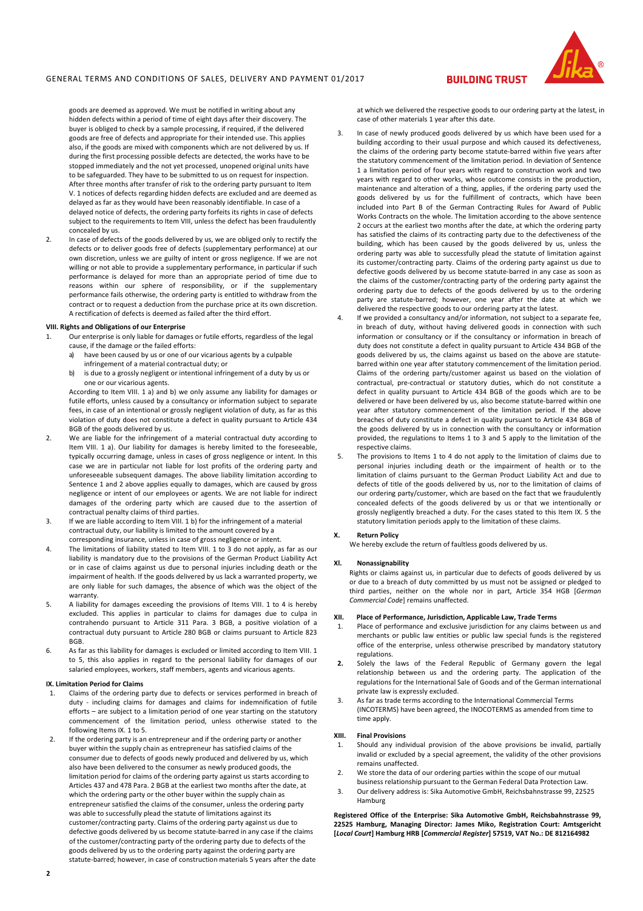goods are deemed as approved. We must be notified in writing about any hidden defects within a period of time of eight days after their discovery. The buyer is obliged to check by a sample processing, if required, if the delivered goods are free of defects and appropriate for their intended use. This applies also, if the goods are mixed with components which are not delivered by us. If during the first processing possible defects are detected, the works have to be stopped immediately and the not yet processed, unopened original units have to be safeguarded. They have to be submitted to us on request for inspection. After three months after transfer of risk to the ordering party pursuant to Item V. 1 notices of defects regarding hidden defects are excluded and are deemed as delayed as far as they would have been reasonably identifiable. In case of a delayed notice of defects, the ordering party forfeits its rights in case of defects subject to the requirements to Item VIII, unless the defect has been fraudulently concealed by us.

2. In case of defects of the goods delivered by us, we are obliged only to rectify the defects or to deliver goods free of defects (supplementary performance) at our own discretion, unless we are guilty of intent or gross negligence. If we are not willing or not able to provide a supplementary performance, in particular if such performance is delayed for more than an appropriate period of time due to reasons within our sphere of responsibility, or if the supplementary performance fails otherwise, the ordering party is entitled to withdraw from the contract or to request a deduction from the purchase price at its own discretion. A rectification of defects is deemed as failed after the third effort.

**VIII. Rights and Obligations of our Enterprise**

1. Our enterprise is only liable for damages or futile efforts, regardless of the legal cause, if the damage or the failed efforts:
   a) have been caused by us or one of our vicarious agents by a culpable infringement of a material contractual duty; or
   b) is due to a grossly negligent or intentional infringement of a duty by us or one or our vicarious agents.

   According to Item VIII. 1 a) and b) we only assume any liability for damages or futile efforts, unless caused by a consultancy or information subject to separate fees, in case of an intentional or grossly negligent violation of duty, as far as this violation of duty does not constitute a defect in quality pursuant to Article 434 BGB of the goods delivered by us.
2. We are liable for the infringement of a material contractual duty according to Item VIII. 1 a). Our liability for damages is hereby limited to the foreseeable, typically occurring damage, unless in cases of gross negligence or intent. In this case we are in particular not liable for lost profits of the ordering party and unforeseeable subsequent damages. The above liability limitation according to Sentence 1 and 2 above applies equally to damages, which are caused by gross negligence or intent of our employees or agents. We are not liable for indirect damages of the ordering party which are caused due to the assertion of contractual penalty claims of third parties.
3. If we are liable according to Item VIII. 1 b) for the infringement of a material contractual duty, our liability is limited to the amount covered by a corresponding insurance, unless in case of gross negligence or intent.
4. The limitations of liability stated to Item VIII. 1 to 3 do not apply, as far as our liability is mandatory due to the provisions of the German Product Liability Act or in case of claims against us due to personal injuries including death or the impairment of health. If the goods delivered by us lack a warranted property, we are only liable for such damages, the absence of which was the object of the warranty.
5. A liability for damages exceeding the provisions of Items VIII. 1 to 4 is hereby excluded. This applies in particular to claims for damages due to culpa in contrahendo pursuant to Article 311 Para. 3 BGB, a positive violation of a contractual duty pursuant to Article 280 BGB or claims pursuant to Article 823 BGB.
6. As far as this liability for damages is excluded or limited according to Item VIII. 1 to 5, this also applies in regard to the personal liability for damages of our salaried employees, workers, staff members, agents and vicarious agents.

**IX. Limitation Period for Claims**

1. Claims of the ordering party due to defects or services performed in breach of duty - including claims for damages and claims for indemnification of futile efforts – are subject to a limitation period of one year starting on the statutory commencement of the limitation period, unless otherwise stated to the following Items IX. 1 to 5.
2. If the ordering party is an entrepreneur and if the ordering party or another buyer within the supply chain as entrepreneur has satisfied claims of the consumer due to defects of goods newly produced and delivered by us, which also have been delivered to the consumer as newly produced goods, the limitation period for claims of the ordering party against us starts according to Articles 437 and 478 Para. 2 BGB at the earliest two months after the date, at which the ordering party or the other buyer within the supply chain as entrepreneur satisfied the claims of the consumer, unless the ordering party was able to successfully plead the statute of limitations against its customer/contracting party. Claims of the ordering party against us due to defective goods delivered by us become statute-barred in any case if the claims of the customer/contracting party of the ordering party due to defects of the goods delivered by us to the ordering party against the ordering party are statute-barred; however, in case of construction materials 5 years after the date at which we delivered the respective goods to our ordering party at the latest, in case of other materials 1 year after this date.
3. In case of newly produced goods delivered by us which have been used for a building according to their usual purpose and which caused its defectiveness, the claims of the ordering party become statute-barred within five years after the statutory commencement of the limitation period. In deviation of Sentence 1 a limitation period of four years with regard to construction work and two years with regard to other works, whose outcome consists in the production, maintenance and alteration of a thing, applies, if the ordering party used the goods delivered by us for the fulfillment of contracts, which have been included into Part B of the German Contracting Rules for Award of Public Works Contracts on the whole. The limitation according to the above sentence 2 occurs at the earliest two months after the date, at which the ordering party has satisfied the claims of its contracting party due to the defectiveness of the building, which has been caused by the goods delivered by us, unless the ordering party was able to successfully plead the statute of limitation against its customer/contracting party. Claims of the ordering party against us due to defective goods delivered by us become statute-barred in any case as soon as the claims of the customer/contracting party of the ordering party against the ordering party due to defects of the goods delivered by us to the ordering party are statute-barred; however, one year after the date at which we delivered the respective goods to our ordering party at the latest.
4. If we provided a consultancy and/or information, not subject to a separate fee, in breach of duty, without having delivered goods in connection with such information or consultancy or if the consultancy or information in breach of duty does not constitute a defect in quality pursuant to Article 434 BGB of the goods delivered by us, the claims against us based on the above are statute-barred within one year after statutory commencement of the limitation period. Claims of the ordering party/customer against us based on the violation of contractual, pre-contractual or statutory duties, which do not constitute a defect in quality pursuant to Article 434 BGB of the goods which are to be delivered or have been delivered by us, also become statute-barred within one year after statutory commencement of the limitation period. If the above breaches of duty constitute a defect in quality pursuant to Article 434 BGB of the goods delivered by us in connection with the consultancy or information provided, the regulations to Items 1 to 3 and 5 apply to the limitation of the respective claims.
5. The provisions to Items 1 to 4 do not apply to the limitation of claims due to personal injuries including death or the impairment of health or to the limitation of claims pursuant to the German Product Liability Act and due to defects of title of the goods delivered by us, nor to the limitation of claims of our ordering party/customer, which are based on the fact that we fraudulently concealed defects of the goods delivered by us or that we intentionally or grossly negligently breached a duty. For the cases stated to this Item IX. 5 the statutory limitation periods apply to the limitation of these claims.

**X. Return Policy**

We hereby exclude the return of faultless goods delivered by us.

**XI. Nonassignability**

Rights or claims against us, in particular due to defects of goods delivered by us or due to a breach of duty committed by us must not be assigned or pledged to third parties, neither on the whole nor in part, Article 354 HGB [*German Commercial Code*] remains unaffected.

**XII. Place of Performance, Jurisdiction, Applicable Law, Trade Terms**

1. Place of performance and exclusive jurisdiction for any claims between us and merchants or public law entities or public law special funds is the registered office of the enterprise, unless otherwise prescribed by mandatory statutory regulations.
2. Solely the laws of the Federal Republic of Germany govern the legal relationship between us and the ordering party. The application of the regulations for the International Sale of Goods and of the German international private law is expressly excluded.
3. As far as trade terms according to the International Commercial Terms (INCOTERMS) have been agreed, the INOCOTERMS as amended from time to time apply.

**XIII. Final Provisions**

1. Should any individual provision of the above provisions be invalid, partially invalid or excluded by a special agreement, the validity of the other provisions remains unaffected.
2. We store the data of our ordering parties within the scope of our mutual business relationship pursuant to the German Federal Data Protection Law.
3. Our delivery address is: Sika Automotive GmbH, Reichsbahnstrasse 99, 22525 Hamburg

**Registered Office of the Enterprise: Sika Automotive GmbH, Reichsbahnstrasse 99, 22525 Hamburg, Managing Director: James Miko, Registration Court: Amtsgericht [*Local Court*] Hamburg HRB [*Commercial Register*] 57519, VAT No.: DE 812164982**